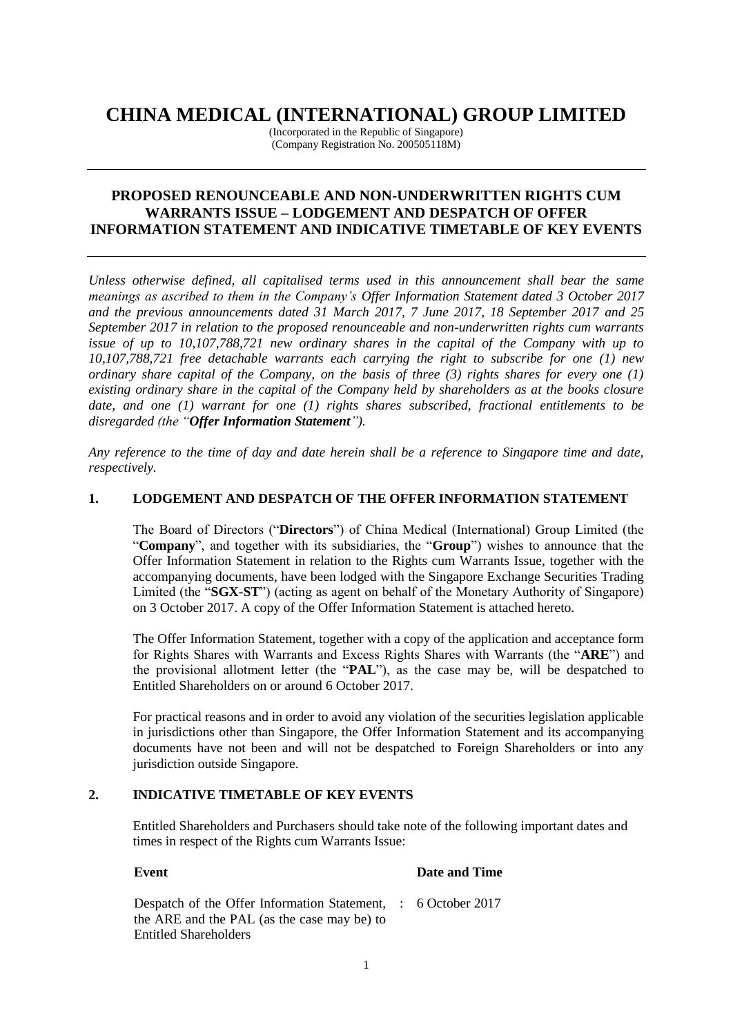# CHINA MEDICAL (INTERNATIONAL) GROUP LIMITED

(Incorporated in the Republic of Singapore)
(Company Registration No. 200505118M)

---

## PROPOSED RENOUNCEABLE AND NON-UNDERWRITTEN RIGHTS CUM WARRANTS ISSUE – LODGEMENT AND DESPATCH OF OFFER INFORMATION STATEMENT AND INDICATIVE TIMETABLE OF KEY EVENTS

---

*Unless otherwise defined, all capitalised terms used in this announcement shall bear the same meanings as ascribed to them in the Company's Offer Information Statement dated 3 October 2017 and the previous announcements dated 31 March 2017, 7 June 2017, 18 September 2017 and 25 September 2017 in relation to the proposed renounceable and non-underwritten rights cum warrants issue of up to 10,107,788,721 new ordinary shares in the capital of the Company with up to 10,107,788,721 free detachable warrants each carrying the right to subscribe for one (1) new ordinary share capital of the Company, on the basis of three (3) rights shares for every one (1) existing ordinary share in the capital of the Company held by shareholders as at the books closure date, and one (1) warrant for one (1) rights shares subscribed, fractional entitlements to be disregarded (the "**Offer Information Statement**").*

*Any reference to the time of day and date herein shall be a reference to Singapore time and date, respectively.*

### 1. LODGEMENT AND DESPATCH OF THE OFFER INFORMATION STATEMENT

The Board of Directors ("**Directors**") of China Medical (International) Group Limited (the "**Company**", and together with its subsidiaries, the "**Group**") wishes to announce that the Offer Information Statement in relation to the Rights cum Warrants Issue, together with the accompanying documents, have been lodged with the Singapore Exchange Securities Trading Limited (the "**SGX-ST**") (acting as agent on behalf of the Monetary Authority of Singapore) on 3 October 2017. A copy of the Offer Information Statement is attached hereto.

The Offer Information Statement, together with a copy of the application and acceptance form for Rights Shares with Warrants and Excess Rights Shares with Warrants (the "**ARE**") and the provisional allotment letter (the "**PAL**"), as the case may be, will be despatched to Entitled Shareholders on or around 6 October 2017.

For practical reasons and in order to avoid any violation of the securities legislation applicable in jurisdictions other than Singapore, the Offer Information Statement and its accompanying documents have not been and will not be despatched to Foreign Shareholders or into any jurisdiction outside Singapore.

### 2. INDICATIVE TIMETABLE OF KEY EVENTS

Entitled Shareholders and Purchasers should take note of the following important dates and times in respect of the Rights cum Warrants Issue:

| Event | | Date and Time |
|---|---|---|
| Despatch of the Offer Information Statement, the ARE and the PAL (as the case may be) to Entitled Shareholders | : | 6 October 2017 |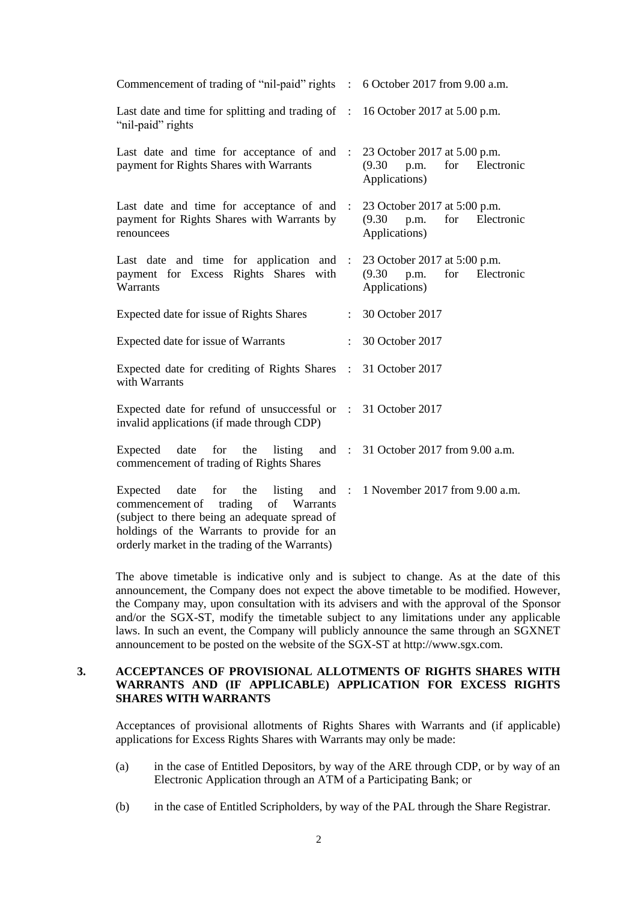| | | |
|---|---|---|
| Commencement of trading of "nil-paid" rights | : | 6 October 2017 from 9.00 a.m. |
| Last date and time for splitting and trading of "nil-paid" rights | : | 16 October 2017 at 5.00 p.m. |
| Last date and time for acceptance of and payment for Rights Shares with Warrants | : | 23 October 2017 at 5.00 p.m. (9.30 p.m. for Electronic Applications) |
| Last date and time for acceptance of and payment for Rights Shares with Warrants by renouncees | : | 23 October 2017 at 5:00 p.m. (9.30 p.m. for Electronic Applications) |
| Last date and time for application and payment for Excess Rights Shares with Warrants | : | 23 October 2017 at 5:00 p.m. (9.30 p.m. for Electronic Applications) |
| Expected date for issue of Rights Shares | : | 30 October 2017 |
| Expected date for issue of Warrants | : | 30 October 2017 |
| Expected date for crediting of Rights Shares with Warrants | : | 31 October 2017 |
| Expected date for refund of unsuccessful or invalid applications (if made through CDP) | : | 31 October 2017 |
| Expected date for the listing and commencement of trading of Rights Shares | : | 31 October 2017 from 9.00 a.m. |
| Expected date for the listing and commencement of trading of Warrants (subject to there being an adequate spread of holdings of the Warrants to provide for an orderly market in the trading of the Warrants) | : | 1 November 2017 from 9.00 a.m. |

The above timetable is indicative only and is subject to change. As at the date of this announcement, the Company does not expect the above timetable to be modified. However, the Company may, upon consultation with its advisers and with the approval of the Sponsor and/or the SGX-ST, modify the timetable subject to any limitations under any applicable laws. In such an event, the Company will publicly announce the same through an SGXNET announcement to be posted on the website of the SGX-ST at http://www.sgx.com.

## 3. ACCEPTANCES OF PROVISIONAL ALLOTMENTS OF RIGHTS SHARES WITH WARRANTS AND (IF APPLICABLE) APPLICATION FOR EXCESS RIGHTS SHARES WITH WARRANTS

Acceptances of provisional allotments of Rights Shares with Warrants and (if applicable) applications for Excess Rights Shares with Warrants may only be made:

(a) in the case of Entitled Depositors, by way of the ARE through CDP, or by way of an Electronic Application through an ATM of a Participating Bank; or

(b) in the case of Entitled Scripholders, by way of the PAL through the Share Registrar.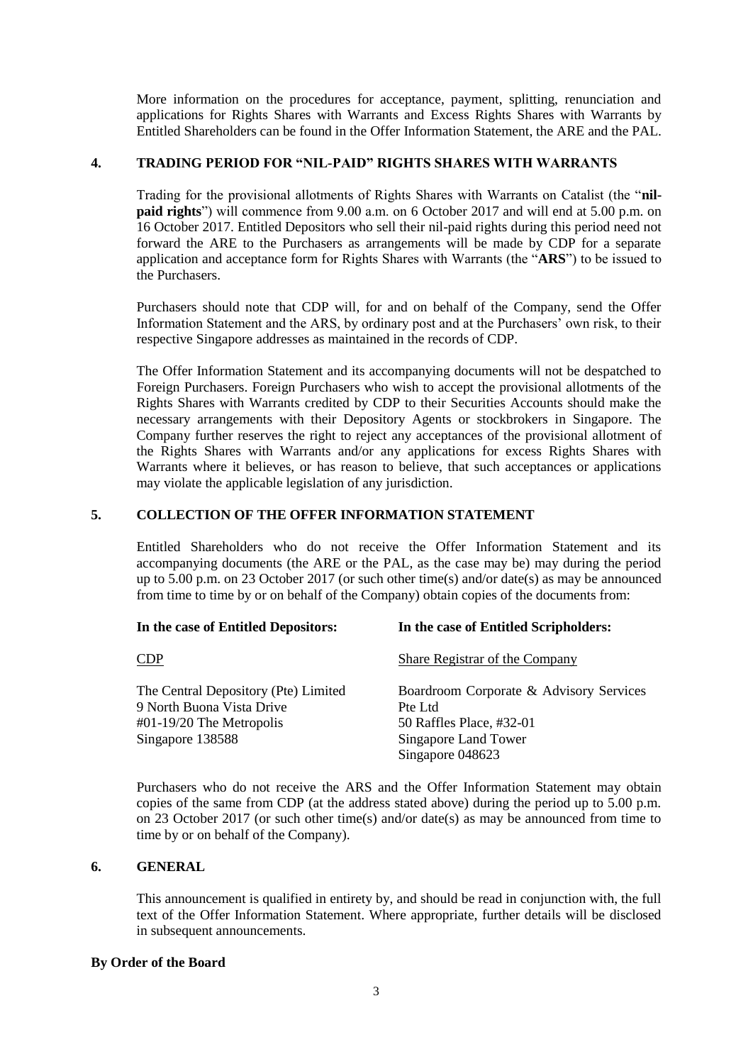More information on the procedures for acceptance, payment, splitting, renunciation and applications for Rights Shares with Warrants and Excess Rights Shares with Warrants by Entitled Shareholders can be found in the Offer Information Statement, the ARE and the PAL.

## 4. TRADING PERIOD FOR "NIL-PAID" RIGHTS SHARES WITH WARRANTS

Trading for the provisional allotments of Rights Shares with Warrants on Catalist (the "**nil-paid rights**") will commence from 9.00 a.m. on 6 October 2017 and will end at 5.00 p.m. on 16 October 2017. Entitled Depositors who sell their nil-paid rights during this period need not forward the ARE to the Purchasers as arrangements will be made by CDP for a separate application and acceptance form for Rights Shares with Warrants (the "**ARS**") to be issued to the Purchasers.

Purchasers should note that CDP will, for and on behalf of the Company, send the Offer Information Statement and the ARS, by ordinary post and at the Purchasers' own risk, to their respective Singapore addresses as maintained in the records of CDP.

The Offer Information Statement and its accompanying documents will not be despatched to Foreign Purchasers. Foreign Purchasers who wish to accept the provisional allotments of the Rights Shares with Warrants credited by CDP to their Securities Accounts should make the necessary arrangements with their Depository Agents or stockbrokers in Singapore. The Company further reserves the right to reject any acceptances of the provisional allotment of the Rights Shares with Warrants and/or any applications for excess Rights Shares with Warrants where it believes, or has reason to believe, that such acceptances or applications may violate the applicable legislation of any jurisdiction.

## 5. COLLECTION OF THE OFFER INFORMATION STATEMENT

Entitled Shareholders who do not receive the Offer Information Statement and its accompanying documents (the ARE or the PAL, as the case may be) may during the period up to 5.00 p.m. on 23 October 2017 (or such other time(s) and/or date(s) as may be announced from time to time by or on behalf of the Company) obtain copies of the documents from:

| **In the case of Entitled Depositors:** | **In the case of Entitled Scripholders:** |
|---|---|
| CDP | Share Registrar of the Company |
| The Central Depository (Pte) Limited<br>9 North Buona Vista Drive<br>#01-19/20 The Metropolis<br>Singapore 138588 | Boardroom Corporate & Advisory Services Pte Ltd<br>50 Raffles Place, #32-01<br>Singapore Land Tower<br>Singapore 048623 |

Purchasers who do not receive the ARS and the Offer Information Statement may obtain copies of the same from CDP (at the address stated above) during the period up to 5.00 p.m. on 23 October 2017 (or such other time(s) and/or date(s) as may be announced from time to time by or on behalf of the Company).

## 6. GENERAL

This announcement is qualified in entirety by, and should be read in conjunction with, the full text of the Offer Information Statement. Where appropriate, further details will be disclosed in subsequent announcements.

**By Order of the Board**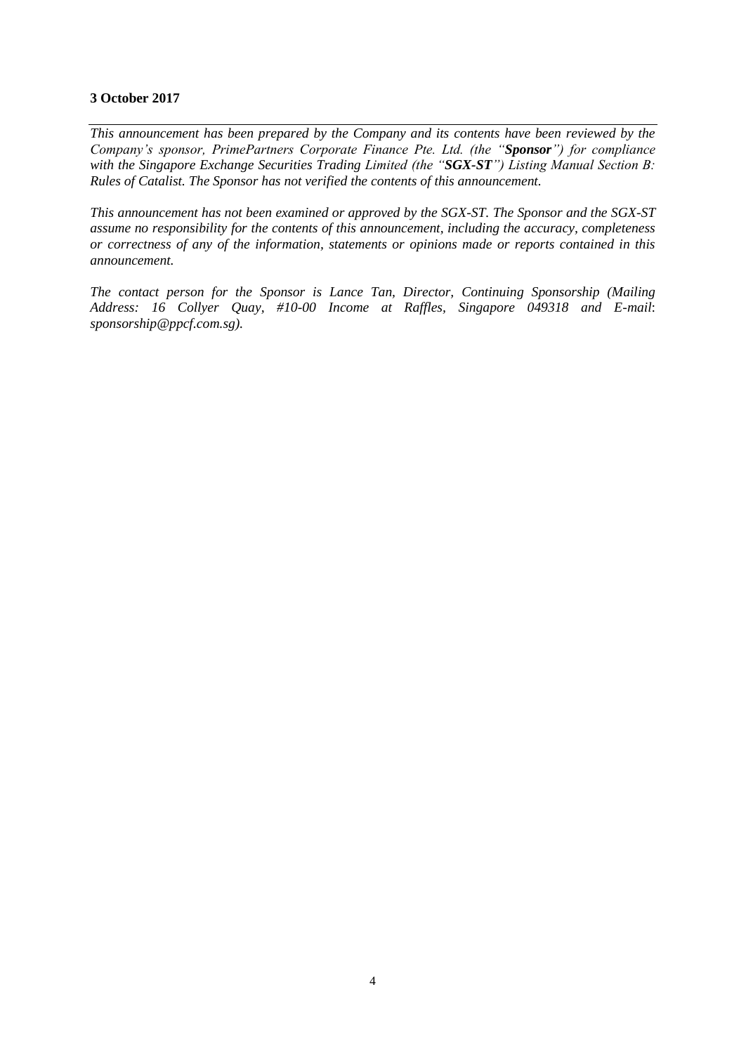**3 October 2017**

---

*This announcement has been prepared by the Company and its contents have been reviewed by the Company's sponsor, PrimePartners Corporate Finance Pte. Ltd. (the "**Sponsor**") for compliance with the Singapore Exchange Securities Trading Limited (the "**SGX-ST**") Listing Manual Section B: Rules of Catalist. The Sponsor has not verified the contents of this announcement.*

*This announcement has not been examined or approved by the SGX-ST. The Sponsor and the SGX-ST assume no responsibility for the contents of this announcement, including the accuracy, completeness or correctness of any of the information, statements or opinions made or reports contained in this announcement.*

*The contact person for the Sponsor is Lance Tan, Director, Continuing Sponsorship (Mailing Address: 16 Collyer Quay, #10-00 Income at Raffles, Singapore 049318 and E-mail: sponsorship@ppcf.com.sg).*